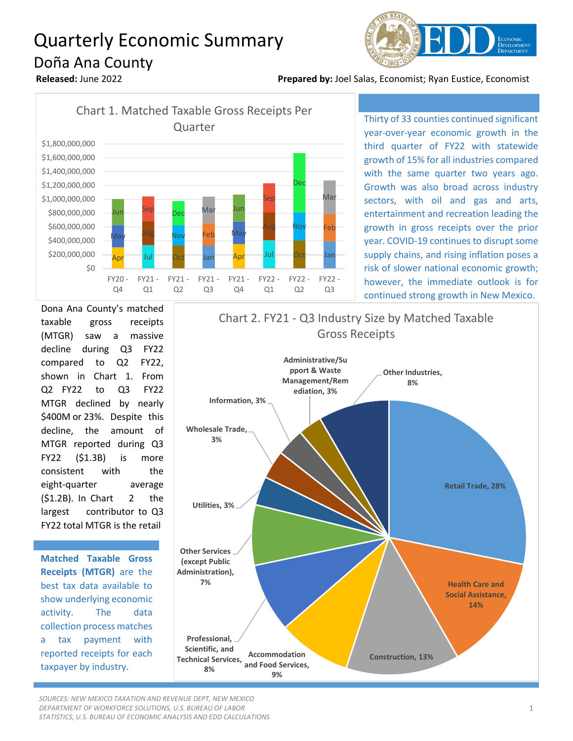# Quarterly Economic Summary

## Doña Ana County

**Released:** June 2022

**Prepared by:** Joel Salas, Economist; Ryan Eustice, Economist

Chart 1. Matched Taxable Gross Receipts Per Quarter

Thirty of 33 counties continued significant year-over-year economic growth in the third quarter of FY22 with statewide growth of 15% for all industries compared with the same quarter two years ago. Growth was also broad across industry sectors, with oil and gas and arts, entertainment and recreation leading the growth in gross receipts over the prior year. COVID-19 continues to disrupt some supply chains, and rising inflation poses a risk of slower national economic growth; however, the immediate outlook is for continued strong growth in New Mexico.

Dona Ana County's matched taxable gross receipts (MTGR) saw a massive decline during Q3 FY22 compared to Q2 FY22, shown in Chart 1. From Q2 FY22 to Q3 FY22 MTGR declined by nearly $400M or 23%. Despite this decline, the amount of MTGR reported during Q3 FY22 ($1.3B) is more consistent with the eight-quarter average ($1.2B). In Chart 2 the largest contributor to Q3 FY22 total MTGR is the retail

**Matched Taxable Gross Receipts (MTGR)** are the best tax data available to show underlying economic activity. The data collection process matches a tax payment with reported receipts for each taxpayer by industry.

Chart 2. FY21 - Q3 Industry Size by Matched Taxable Gross Receipts

| Industry | Share |
|---|---|
| Retail Trade | 28% |
| Health Care and Social Assistance | 14% |
| Construction | 13% |
| Accommodation and Food Services | 9% |
| Professional, Scientific, and Technical Services | 8% |
| Other Services (except Public Administration) | 7% |
| Utilities | 3% |
| Wholesale Trade | 3% |
| Information | 3% |
| Administrative/Support & Waste Management/Remediation | 3% |
| Other Industries | 8% |

*SOURCES: NEW MEXICO TAXATION AND REVENUE DEPT, NEW MEXICO DEPARTMENT OF WORKFORCE SOLUTIONS, U.S. BUREAU OF LABOR STATISTICS, U.S. BUREAU OF ECONOMIC ANALYSIS AND EDD CALCULATIONS*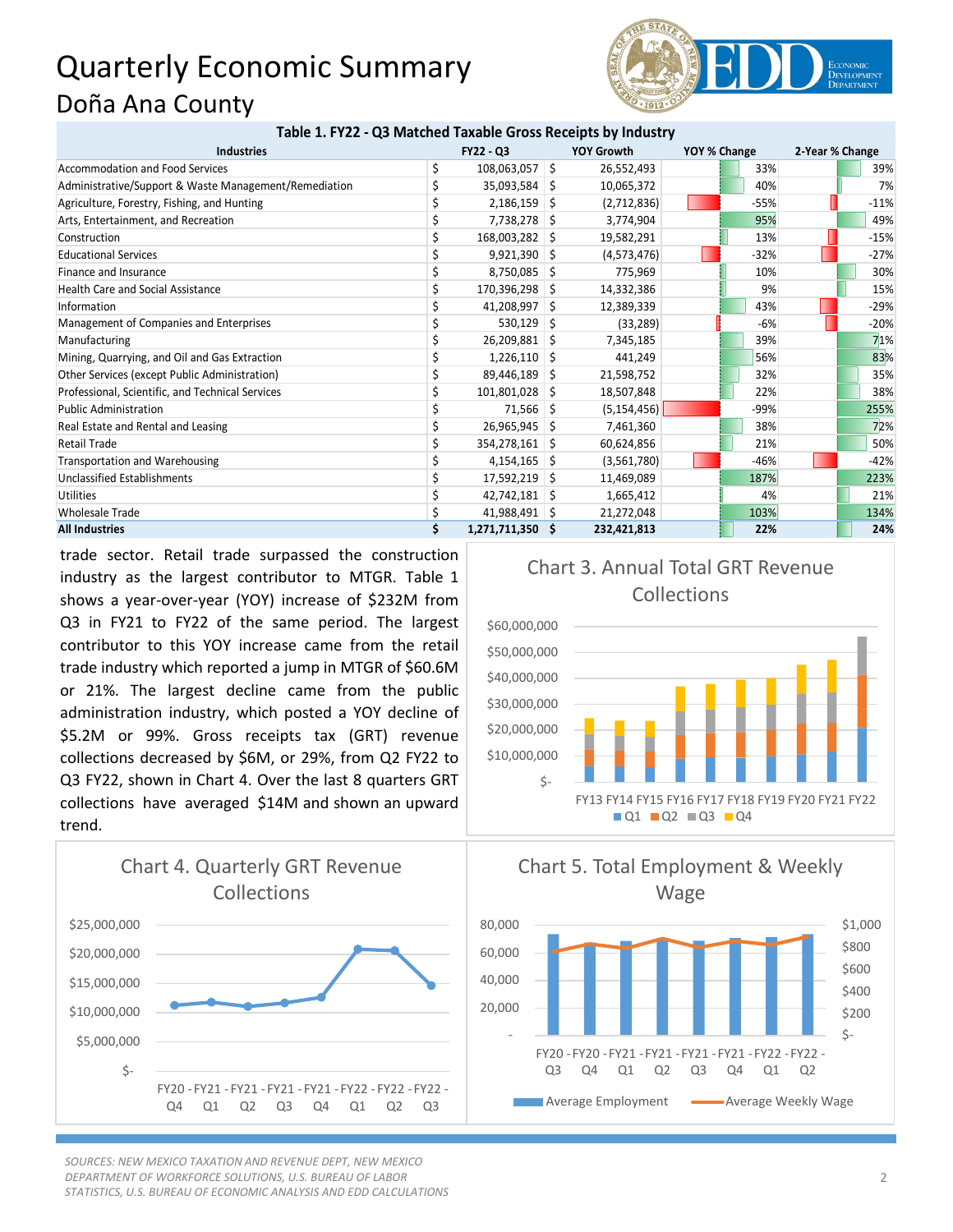# Quarterly Economic Summary

## Doña Ana County

**Table 1. FY22 - Q3 Matched Taxable Gross Receipts by Industry**

| Industries | FY22 - Q3 | YOY Growth | YOY % Change | 2-Year % Change |
|---|---|---|---|---|
| Accommodation and Food Services | $ 108,063,057 | $ 26,552,493 | 33% | 39% |
| Administrative/Support & Waste Management/Remediation | $ 35,093,584 | $ 10,065,372 | 40% | 7% |
| Agriculture, Forestry, Fishing, and Hunting | $ 2,186,159 | $ (2,712,836) | -55% | -11% |
| Arts, Entertainment, and Recreation | $ 7,738,278 | $ 3,774,904 | 95% | 49% |
| Construction | $ 168,003,282 | $ 19,582,291 | 13% | -15% |
| Educational Services | $ 9,921,390 | $ (4,573,476) | -32% | -27% |
| Finance and Insurance | $ 8,750,085 | $ 775,969 | 10% | 30% |
| Health Care and Social Assistance | $ 170,396,298 | $ 14,332,386 | 9% | 15% |
| Information | $ 41,208,997 | $ 12,389,339 | 43% | -29% |
| Management of Companies and Enterprises | $ 530,129 | $ (33,289) | -6% | -20% |
| Manufacturing | $ 26,209,881 | $ 7,345,185 | 39% | 71% |
| Mining, Quarrying, and Oil and Gas Extraction | $ 1,226,110 | $ 441,249 | 56% | 83% |
| Other Services (except Public Administration) | $ 89,446,189 | $ 21,598,752 | 32% | 35% |
| Professional, Scientific, and Technical Services | $ 101,801,028 | $ 18,507,848 | 22% | 38% |
| Public Administration | $ 71,566 | $ (5,154,456) | -99% | 255% |
| Real Estate and Rental and Leasing | $ 26,965,945 | $ 7,461,360 | 38% | 72% |
| Retail Trade | $ 354,278,161 | $ 60,624,856 | 21% | 50% |
| Transportation and Warehousing | $ 4,154,165 | $ (3,561,780) | -46% | -42% |
| Unclassified Establishments | $ 17,592,219 | $ 11,469,089 | 187% | 223% |
| Utilities | $ 42,742,181 | $ 1,665,412 | 4% | 21% |
| Wholesale Trade | $ 41,988,491 | $ 21,272,048 | 103% | 134% |
| **All Industries** | **$ 1,271,711,350** | **$ 232,421,813** | **22%** | **24%** |

trade sector. Retail trade surpassed the construction industry as the largest contributor to MTGR. Table 1 shows a year-over-year (YOY) increase of $232M from Q3 in FY21 to FY22 of the same period. The largest contributor to this YOY increase came from the retail trade industry which reported a jump in MTGR of $60.6M or 21%. The largest decline came from the public administration industry, which posted a YOY decline of $5.2M or 99%. Gross receipts tax (GRT) revenue collections decreased by $6M, or 29%, from Q2 FY22 to Q3 FY22, shown in Chart 4. Over the last 8 quarters GRT collections have averaged $14M and shown an upward trend.

**Chart 3. Annual Total GRT Revenue Collections**

**Chart 4. Quarterly GRT Revenue Collections**

**Chart 5. Total Employment & Weekly Wage**

*SOURCES: NEW MEXICO TAXATION AND REVENUE DEPT, NEW MEXICO DEPARTMENT OF WORKFORCE SOLUTIONS, U.S. BUREAU OF LABOR STATISTICS, U.S. BUREAU OF ECONOMIC ANALYSIS AND EDD CALCULATIONS*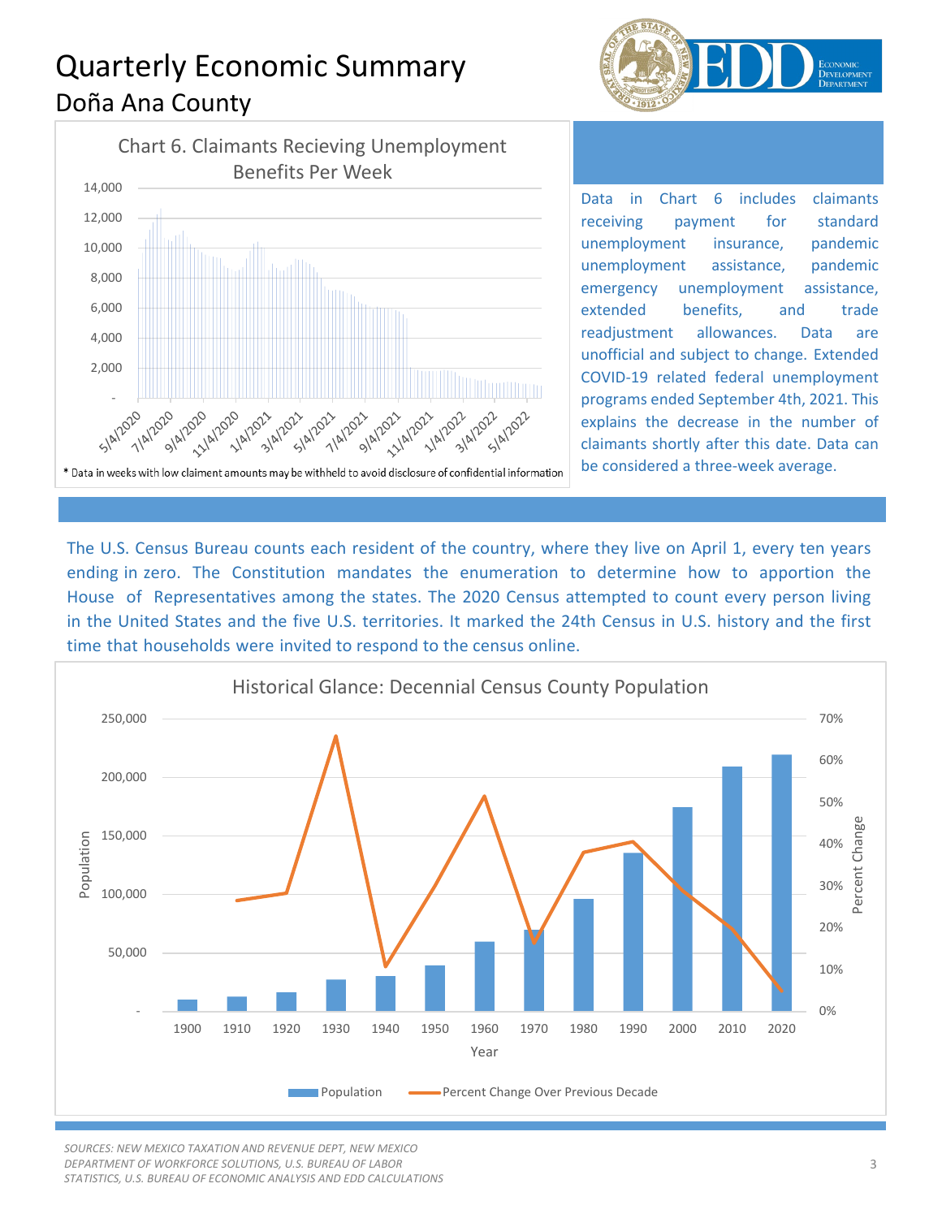# Quarterly Economic Summary

## Doña Ana County

Chart 6. Claimants Recieving Unemployment Benefits Per Week

14,000
12,000
10,000
8,000
6,000
4,000
2,000
-

5/4/2020
7/4/2020
9/4/2020
11/4/2020
1/4/2021
3/4/2021
5/4/2021
7/4/2021
9/4/2021
11/4/2021
1/4/2022
3/4/2022
5/4/2022

* Data in weeks with low claiment amounts may be withheld to avoid disclosure of confidential information

Data in Chart 6 includes claimants receiving payment for standard unemployment insurance, pandemic unemployment assistance, pandemic emergency unemployment assistance, extended benefits, and trade readjustment allowances. Data are unofficial and subject to change. Extended COVID-19 related federal unemployment programs ended September 4th, 2021. This explains the decrease in the number of claimants shortly after this date. Data can be considered a three-week average.

The U.S. Census Bureau counts each resident of the country, where they live on April 1, every ten years ending in zero. The Constitution mandates the enumeration to determine how to apportion the House of Representatives among the states. The 2020 Census attempted to count every person living in the United States and the five U.S. territories. It marked the 24th Census in U.S. history and the first time that households were invited to respond to the census online.

Historical Glance: Decennial Census County Population

Population
250,000
200,000
150,000
100,000
50,000
-

Percent Change
70%
60%
50%
40%
30%
20%
10%
0%

Year
1900 1910 1920 1930 1940 1950 1960 1970 1980 1990 2000 2010 2020

Population
Percent Change Over Previous Decade

*SOURCES: NEW MEXICO TAXATION AND REVENUE DEPT, NEW MEXICO DEPARTMENT OF WORKFORCE SOLUTIONS, U.S. BUREAU OF LABOR STATISTICS, U.S. BUREAU OF ECONOMIC ANALYSIS AND EDD CALCULATIONS*